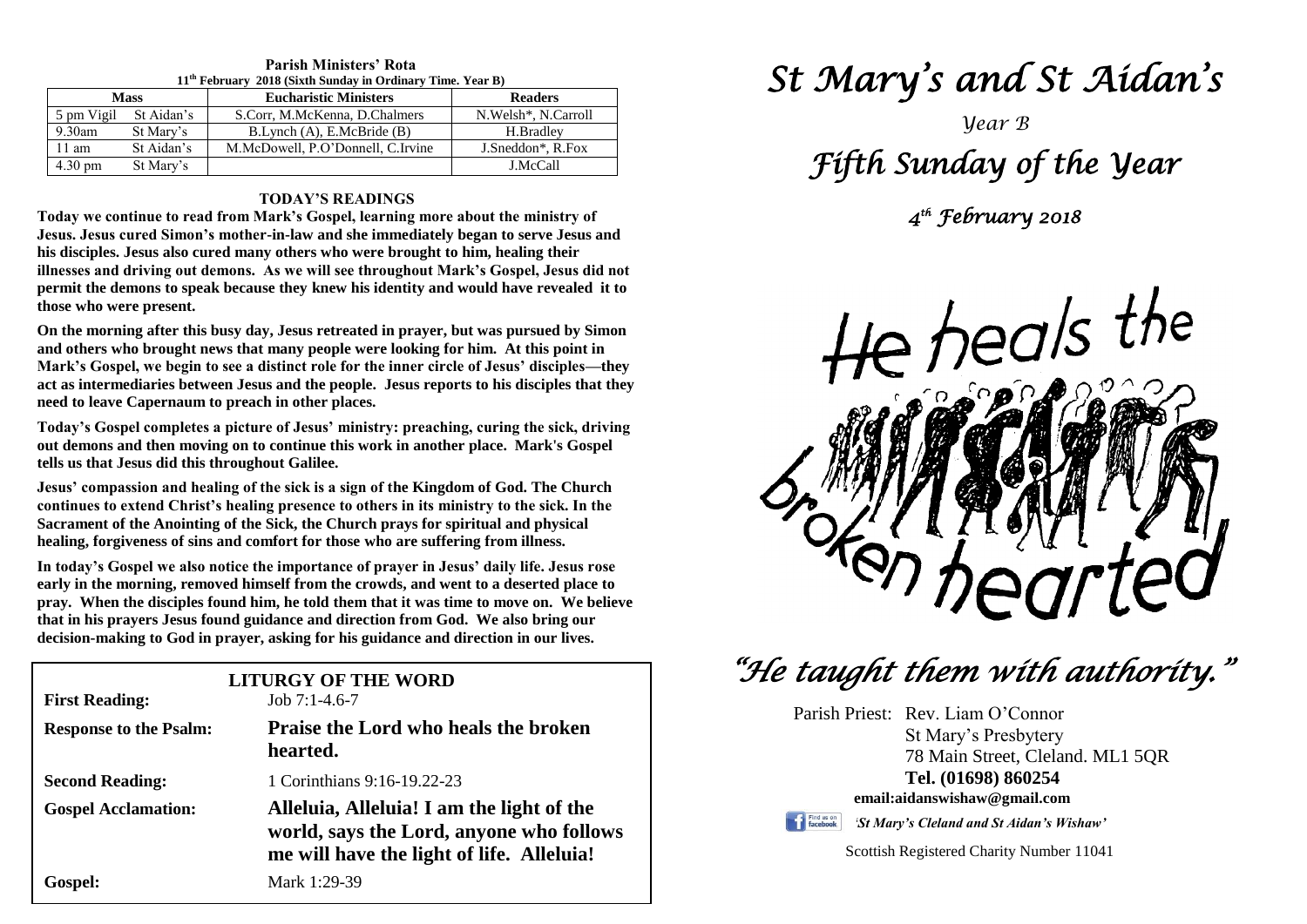**Parish Ministers' Rota**
**11th February 2018 (Sixth Sunday in Ordinary Time. Year B)**

| Mass | | Eucharistic Ministers | Readers |
|---|---|---|---|
| 5 pm Vigil | St Aidan's | S.Corr, M.McKenna, D.Chalmers | N.Welsh*, N.Carroll |
| 9.30am | St Mary's | B.Lynch (A), E.McBride (B) | H.Bradley |
| 11 am | St Aidan's | M.McDowell, P.O'Donnell, C.Irvine | J.Sneddon*, R.Fox |
| 4.30 pm | St Mary's | | J.McCall |

## TODAY'S READINGS

**Today we continue to read from Mark's Gospel, learning more about the ministry of Jesus. Jesus cured Simon's mother-in-law and she immediately began to serve Jesus and his disciples. Jesus also cured many others who were brought to him, healing their illnesses and driving out demons. As we will see throughout Mark's Gospel, Jesus did not permit the demons to speak because they knew his identity and would have revealed it to those who were present.**

**On the morning after this busy day, Jesus retreated in prayer, but was pursued by Simon and others who brought news that many people were looking for him. At this point in Mark's Gospel, we begin to see a distinct role for the inner circle of Jesus' disciples—they act as intermediaries between Jesus and the people. Jesus reports to his disciples that they need to leave Capernaum to preach in other places.**

**Today's Gospel completes a picture of Jesus' ministry: preaching, curing the sick, driving out demons and then moving on to continue this work in another place. Mark's Gospel tells us that Jesus did this throughout Galilee.**

**Jesus' compassion and healing of the sick is a sign of the Kingdom of God. The Church continues to extend Christ's healing presence to others in its ministry to the sick. In the Sacrament of the Anointing of the Sick, the Church prays for spiritual and physical healing, forgiveness of sins and comfort for those who are suffering from illness.**

**In today's Gospel we also notice the importance of prayer in Jesus' daily life. Jesus rose early in the morning, removed himself from the crowds, and went to a deserted place to pray. When the disciples found him, he told them that it was time to move on. We believe that in his prayers Jesus found guidance and direction from God. We also bring our decision-making to God in prayer, asking for his guidance and direction in our lives.**

## LITURGY OF THE WORD

| | |
|---|---|
| **First Reading:** | Job 7:1-4.6-7 |
| **Response to the Psalm:** | **Praise the Lord who heals the broken hearted.** |
| **Second Reading:** | 1 Corinthians 9:16-19.22-23 |
| **Gospel Acclamation:** | **Alleluia, Alleluia! I am the light of the world, says the Lord, anyone who follows me will have the light of life. Alleluia!** |
| **Gospel:** | Mark 1:29-39 |

# *St Mary's and St Aidan's*

*Year B*

# *Fifth Sunday of the Year*

*4th February 2018*

He heals the broken hearted

## *"He taught them with authority."*

Parish Priest: Rev. Liam O'Connor
St Mary's Presbytery
78 Main Street, Cleland. ML1 5QR
**Tel. (01698) 860254**
**email:aidanswishaw@gmail.com**

*'St Mary's Cleland and St Aidan's Wishaw'*

Scottish Registered Charity Number 11041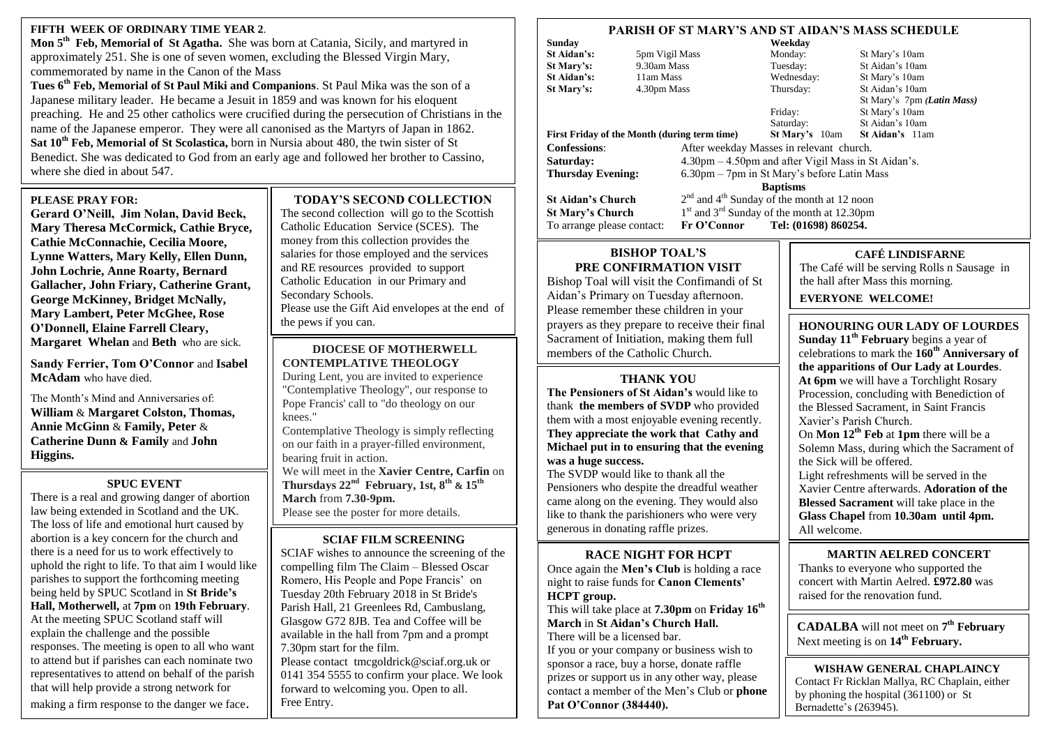**FIFTH WEEK OF ORDINARY TIME YEAR 2**.

**Mon 5th Feb, Memorial of St Agatha.** She was born at Catania, Sicily, and martyred in approximately 251. She is one of seven women, excluding the Blessed Virgin Mary, commemorated by name in the Canon of the Mass

**Tues 6th Feb, Memorial of St Paul Miki and Companions**. St Paul Mika was the son of a Japanese military leader. He became a Jesuit in 1859 and was known for his eloquent preaching. He and 25 other catholics were crucified during the persecution of Christians in the name of the Japanese emperor. They were all canonised as the Martyrs of Japan in 1862.

**Sat 10th Feb, Memorial of St Scolastica,** born in Nursia about 480, the twin sister of St Benedict. She was dedicated to God from an early age and followed her brother to Cassino, where she died in about 547.

**PLEASE PRAY FOR:**

**Gerard O'Neill, Jim Nolan, David Beck, Mary Theresa McCormick, Cathie Bryce, Cathie McConnachie, Cecilia Moore, Lynne Watters, Mary Kelly, Ellen Dunn, John Lochrie, Anne Roarty, Bernard Gallacher, John Friary, Catherine Grant, George McKinney, Bridget McNally, Mary Lambert, Peter McGhee, Rose O'Donnell, Elaine Farrell Cleary, Margaret Whelan** and **Beth** who are sick.

**Sandy Ferrier, Tom O'Connor** and **Isabel McAdam** who have died.

The Month's Mind and Anniversaries of: **William** & **Margaret Colston, Thomas, Annie McGinn** & **Family, Peter** & **Catherine Dunn & Family** and **John Higgins.**

**SPUC EVENT**

There is a real and growing danger of abortion law being extended in Scotland and the UK. The loss of life and emotional hurt caused by abortion is a key concern for the church and there is a need for us to work effectively to uphold the right to life. To that aim I would like parishes to support the forthcoming meeting being held by SPUC Scotland in **St Bride's Hall, Motherwell,** at **7pm** on **19th February**. At the meeting SPUC Scotland staff will explain the challenge and the possible responses. The meeting is open to all who want to attend but if parishes can each nominate two representatives to attend on behalf of the parish that will help provide a strong network for making a firm response to the danger we face.

**TODAY'S SECOND COLLECTION**

The second collection will go to the Scottish Catholic Education Service (SCES). The money from this collection provides the salaries for those employed and the services and RE resources provided to support Catholic Education in our Primary and Secondary Schools.
Please use the Gift Aid envelopes at the end of the pews if you can.

**DIOCESE OF MOTHERWELL CONTEMPLATIVE THEOLOGY**

During Lent, you are invited to experience "Contemplative Theology", our response to Pope Francis' call to "do theology on our knees."
Contemplative Theology is simply reflecting on our faith in a prayer-filled environment, bearing fruit in action.
We will meet in the **Xavier Centre, Carfin** on **Thursdays 22nd February, 1st, 8th & 15th March** from **7.30-9pm.**
Please see the poster for more details.

**SCIAF FILM SCREENING**

SCIAF wishes to announce the screening of the compelling film The Claim – Blessed Oscar Romero, His People and Pope Francis' on Tuesday 20th February 2018 in St Bride's Parish Hall, 21 Greenlees Rd, Cambuslang, Glasgow G72 8JB. Tea and Coffee will be available in the hall from 7pm and a prompt 7.30pm start for the film.
Please contact tmcgoldrick@sciaf.org.uk or 0141 354 5555 to confirm your place. We look forward to welcoming you. Open to all. Free Entry.

**PARISH OF ST MARY'S AND ST AIDAN'S MASS SCHEDULE**

| **Sunday** | | **Weekday** | |
|---|---|---|---|
| **St Aidan's:** | 5pm Vigil Mass | Monday: | St Mary's 10am |
| **St Mary's:** | 9.30am Mass | Tuesday: | St Aidan's 10am |
| **St Aidan's:** | 11am Mass | Wednesday: | St Mary's 10am |
| **St Mary's:** | 4.30pm Mass | Thursday: | St Aidan's 10am |
| | | | St Mary's 7pm *(Latin Mass)* |
| | | Friday: | St Mary's 10am |
| | | Saturday: | St Aidan's 10am |
| **First Friday of the Month (during term time)** | | **St Mary's** 10am | **St Aidan's** 11am |

**Confessions**: After weekday Masses in relevant church.
**Saturday:** 4.30pm – 4.50pm and after Vigil Mass in St Aidan's.
**Thursday Evening:** 6.30pm – 7pm in St Mary's before Latin Mass

**Baptisms**

**St Aidan's Church** 2nd and 4th Sunday of the month at 12 noon
**St Mary's Church** 1st and 3rd Sunday of the month at 12.30pm
To arrange please contact: **Fr O'Connor Tel: (01698) 860254.**

**BISHOP TOAL'S PRE CONFIRMATION VISIT**

Bishop Toal will visit the Confimandi of St Aidan's Primary on Tuesday afternoon. Please remember these children in your prayers as they prepare to receive their final Sacrament of Initiation, making them full members of the Catholic Church.

**THANK YOU**

**The Pensioners of St Aidan's** would like to thank **the members of SVDP** who provided them with a most enjoyable evening recently. **They appreciate the work that Cathy and Michael put in to ensuring that the evening was a huge success.**
The SVDP would like to thank all the Pensioners who despite the dreadful weather came along on the evening. They would also like to thank the parishioners who were very generous in donating raffle prizes.

**RACE NIGHT FOR HCPT**

Once again the **Men's Club** is holding a race night to raise funds for **Canon Clements' HCPT group.**
This will take place at **7.30pm** on **Friday 16th March** in **St Aidan's Church Hall.**
There will be a licensed bar.
If you or your company or business wish to sponsor a race, buy a horse, donate raffle prizes or support us in any other way, please contact a member of the Men's Club or **phone Pat O'Connor (384440).**

**CAFÉ LINDISFARNE**

The Café will be serving Rolls n Sausage in the hall after Mass this morning.
**EVERYONE WELCOME!**

**HONOURING OUR LADY OF LOURDES**

**Sunday 11th February** begins a year of celebrations to mark the **160th Anniversary of the apparitions of Our Lady at Lourdes**.
**At 6pm** we will have a Torchlight Rosary Procession, concluding with Benediction of the Blessed Sacrament, in Saint Francis Xavier's Parish Church.
On **Mon 12th Feb** at **1pm** there will be a Solemn Mass, during which the Sacrament of the Sick will be offered.
Light refreshments will be served in the Xavier Centre afterwards. **Adoration of the Blessed Sacrament** will take place in the **Glass Chapel** from **10.30am until 4pm.**
All welcome.

**MARTIN AELRED CONCERT**

Thanks to everyone who supported the concert with Martin Aelred. **£972.80** was raised for the renovation fund.

**CADALBA** will not meet on **7th February**
Next meeting is on **14th February.**

**WISHAW GENERAL CHAPLAINCY**

Contact Fr Ricklan Mallya, RC Chaplain, either by phoning the hospital (361100) or St Bernadette's (263945).